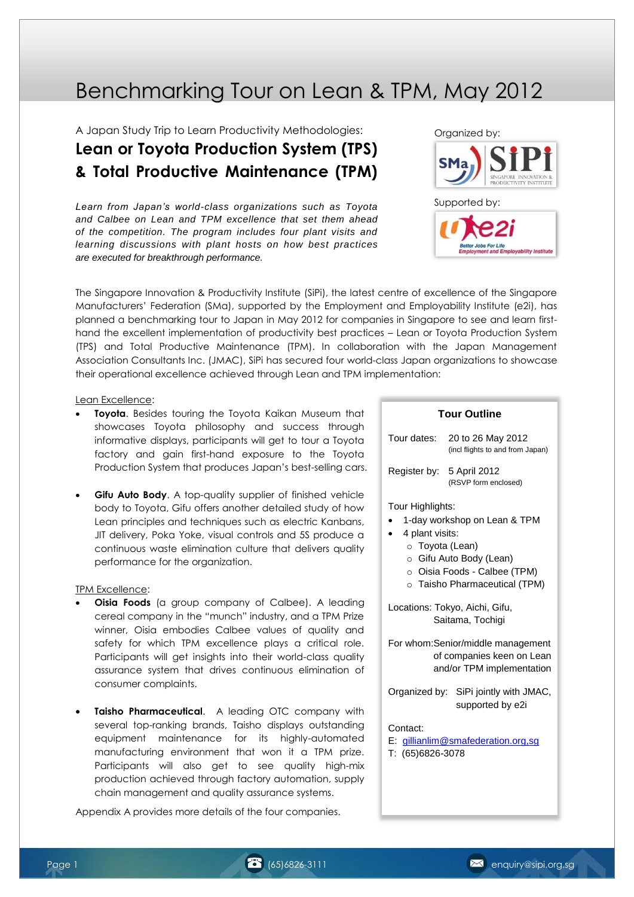# Benchmarking Tour on Lean & TPM, May 2012

A Japan Study Trip to Learn Productivity Methodologies:

## Lean or Toyota Production System (TPS) & Total Productive Maintenance (TPM)

*Learn from Japan's world-class organizations such as Toyota and Calbee on Lean and TPM excellence that set them ahead of the competition. The program includes four plant visits and learning discussions with plant hosts on how best practices are executed for breakthrough performance.*

Organized by: SMa SiPi Singapore Innovation & Productivity Institute

Supported by: e2i Better Jobs For Life Employment and Employability Institute

The Singapore Innovation & Productivity Institute (SiPi), the latest centre of excellence of the Singapore Manufacturers' Federation (SMa), supported by the Employment and Employability Institute (e2i), has planned a benchmarking tour to Japan in May 2012 for companies in Singapore to see and learn first-hand the excellent implementation of productivity best practices – Lean or Toyota Production System (TPS) and Total Productive Maintenance (TPM). In collaboration with the Japan Management Association Consultants Inc. (JMAC), SiPi has secured four world-class Japan organizations to showcase their operational excellence achieved through Lean and TPM implementation:

Lean Excellence:

- **Toyota**. Besides touring the Toyota Kaikan Museum that showcases Toyota philosophy and success through informative displays, participants will get to tour a Toyota factory and gain first-hand exposure to the Toyota Production System that produces Japan's best-selling cars.
- **Gifu Auto Body**. A top-quality supplier of finished vehicle body to Toyota, Gifu offers another detailed study of how Lean principles and techniques such as electric Kanbans, JIT delivery, Poka Yoke, visual controls and 5S produce a continuous waste elimination culture that delivers quality performance for the organization.

TPM Excellence:

- **Oisia Foods** (a group company of Calbee). A leading cereal company in the "munch" industry, and a TPM Prize winner, Oisia embodies Calbee values of quality and safety for which TPM excellence plays a critical role. Participants will get insights into their world-class quality assurance system that drives continuous elimination of consumer complaints.
- **Taisho Pharmaceutical**. A leading OTC company with several top-ranking brands, Taisho displays outstanding equipment maintenance for its highly-automated manufacturing environment that won it a TPM prize. Participants will also get to see quality high-mix production achieved through factory automation, supply chain management and quality assurance systems.

Appendix A provides more details of the four companies.

### Tour Outline

Tour dates: 20 to 26 May 2012
(incl flights to and from Japan)

Register by: 5 April 2012
(RSVP form enclosed)

Tour Highlights:

- 1-day workshop on Lean & TPM
- 4 plant visits:
  - Toyota (Lean)
  - Gifu Auto Body (Lean)
  - Oisia Foods - Calbee (TPM)
  - Taisho Pharmaceutical (TPM)

Locations: Tokyo, Aichi, Gifu, Saitama, Tochigi

For whom: Senior/middle management of companies keen on Lean and/or TPM implementation

Organized by: SiPi jointly with JMAC, supported by e2i

Contact:
E: gillianlim@smafederation.org,sg
T: (65)6826-3078

(65)6826-3111 enquiry@sipi.org.sg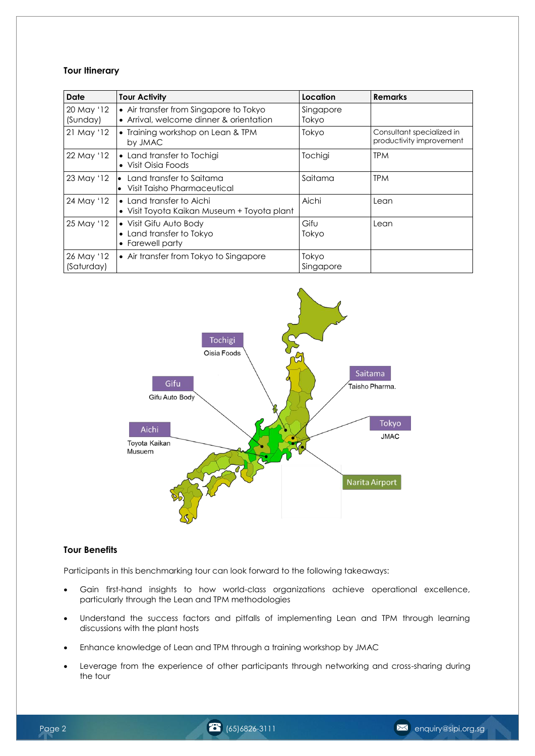## Tour Itinerary

| Date | Tour Activity | Location | Remarks |
|---|---|---|---|
| 20 May '12 (Sunday) | • Air transfer from Singapore to Tokyo<br>• Arrival, welcome dinner & orientation | Singapore<br>Tokyo | |
| 21 May '12 | • Training workshop on Lean & TPM by JMAC | Tokyo | Consultant specialized in productivity improvement |
| 22 May '12 | • Land transfer to Tochigi<br>• Visit Oisia Foods | Tochigi | TPM |
| 23 May '12 | • Land transfer to Saitama<br>• Visit Taisho Pharmaceutical | Saitama | TPM |
| 24 May '12 | • Land transfer to Aichi<br>• Visit Toyota Kaikan Museum + Toyota plant | Aichi | Lean |
| 25 May '12 | • Visit Gifu Auto Body<br>• Land transfer to Tokyo<br>• Farewell party | Gifu<br>Tokyo | Lean |
| 26 May '12 (Saturday) | • Air transfer from Tokyo to Singapore | Tokyo<br>Singapore | |

Tochigi
Oisia Foods

Gifu
Gifu Auto Body

Aichi
Toyota Kaikan Musuem

Saitama
Taisho Pharma.

Tokyo
JMAC

Narita Airport

## Tour Benefits

Participants in this benchmarking tour can look forward to the following takeaways:

- Gain first-hand insights to how world-class organizations achieve operational excellence, particularly through the Lean and TPM methodologies
- Understand the success factors and pitfalls of implementing Lean and TPM through learning discussions with the plant hosts
- Enhance knowledge of Lean and TPM through a training workshop by JMAC
- Leverage from the experience of other participants through networking and cross-sharing during the tour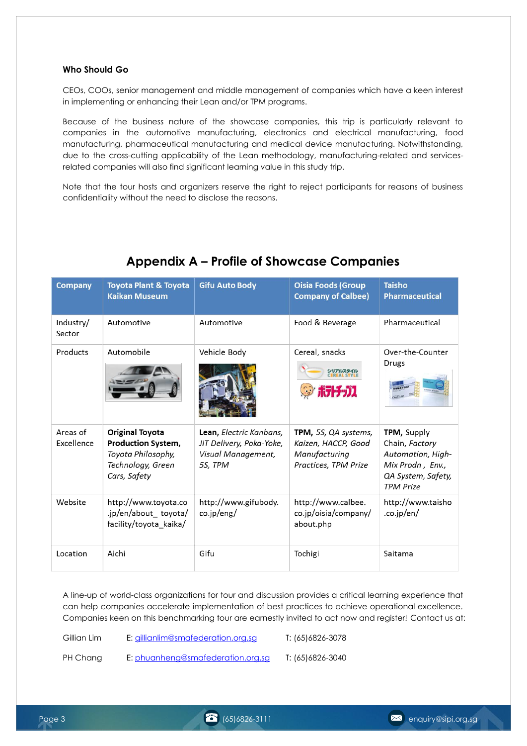**Who Should Go**

CEOs, COOs, senior management and middle management of companies which have a keen interest in implementing or enhancing their Lean and/or TPM programs.

Because of the business nature of the showcase companies, this trip is particularly relevant to companies in the automotive manufacturing, electronics and electrical manufacturing, food manufacturing, pharmaceutical manufacturing and medical device manufacturing. Notwithstanding, due to the cross-cutting applicability of the Lean methodology, manufacturing-related and services-related companies will also find significant learning value in this study trip.

Note that the tour hosts and organizers reserve the right to reject participants for reasons of business confidentiality without the need to disclose the reasons.

## Appendix A – Profile of Showcase Companies

| Company | Toyota Plant & Toyota Kaikan Museum | Gifu Auto Body | Oisia Foods (Group Company of Calbee) | Taisho Pharmaceutical |
|---|---|---|---|---|
| Industry/ Sector | Automotive | Automotive | Food & Beverage | Pharmaceutical |
| Products | Automobile | Vehicle Body | Cereal, snacks | Over-the-Counter Drugs |
| Areas of Excellence | **Original Toyota Production System,** *Toyota Philosophy, Technology, Green Cars, Safety* | **Lean,** *Electric Kanbans, JIT Delivery, Poka-Yoke, Visual Management, 5S, TPM* | **TPM,** *5S, QA systems, Kaizen, HACCP, Good Manufacturing Practices, TPM Prize* | **TPM,** Supply Chain, *Factory Automation, High-Mix Prodn , Env., QA System, Safety, TPM Prize* |
| Website | http://www.toyota.co.jp/en/about_ toyota/facility/toyota_kaika/ | http://www.gifubody.co.jp/eng/ | http://www.calbee.co.jp/oisia/company/about.php | http://www.taisho.co.jp/en/ |
| Location | Aichi | Gifu | Tochigi | Saitama |

A line-up of world-class organizations for tour and discussion provides a critical learning experience that can help companies accelerate implementation of best practices to achieve operational excellence. Companies keen on this benchmarking tour are earnestly invited to act now and register! Contact us at:

Gillian Lim E: gillianlim@smafederation.org.sg T: (65)6826-3078

PH Chang E: phuanheng@smafederation.org.sg T: (65)6826-3040

(65)6826-3111 enquiry@sipi.org.sg